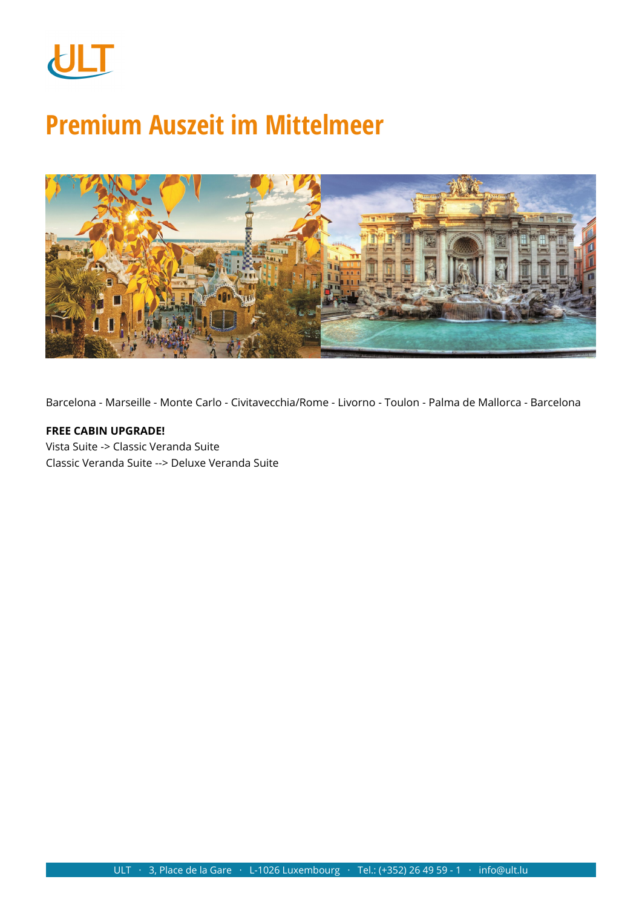# Premium Auszeit im Mittelmeer

Barcelona - Marseille - Monte Carlo - Civitavecchia/Rome - Livorno - Toulon - Palma de Mallorca - Barcelona

**FREE CABIN UPGRADE!**
Vista Suite -> Classic Veranda Suite
Classic Veranda Suite --> Deluxe Veranda Suite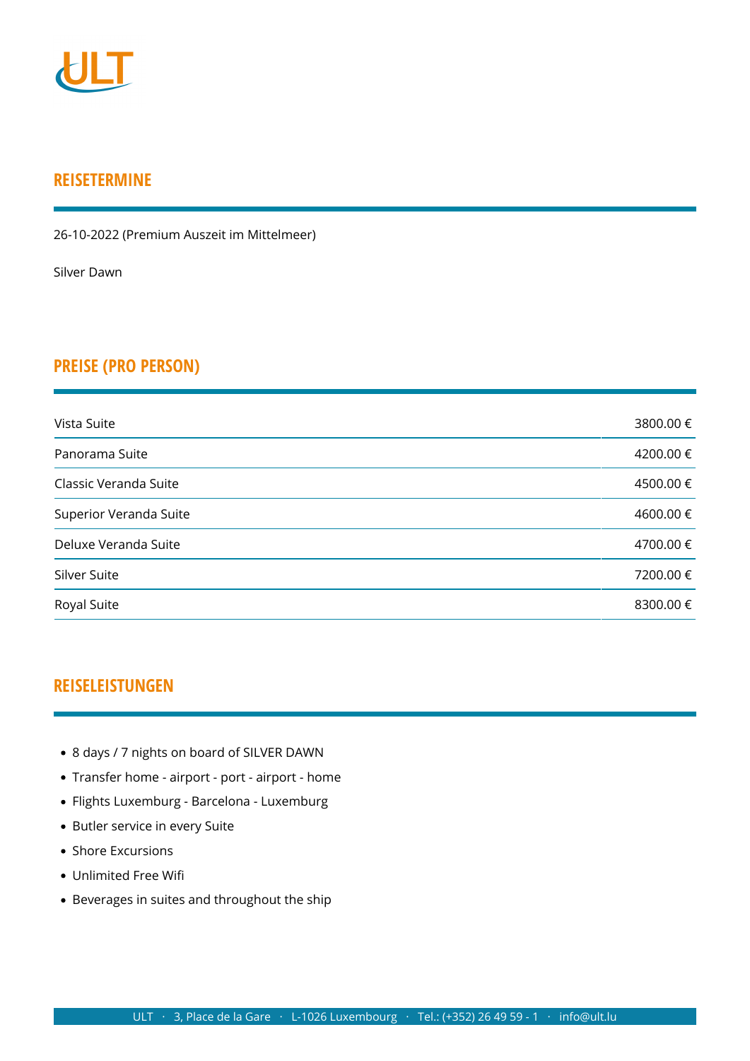## REISETERMINE

26-10-2022 (Premium Auszeit im Mittelmeer)

Silver Dawn

## PREISE (PRO PERSON)

| | |
|---|---|
| Vista Suite | 3800.00 € |
| Panorama Suite | 4200.00 € |
| Classic Veranda Suite | 4500.00 € |
| Superior Veranda Suite | 4600.00 € |
| Deluxe Veranda Suite | 4700.00 € |
| Silver Suite | 7200.00 € |
| Royal Suite | 8300.00 € |

## REISELEISTUNGEN

- 8 days / 7 nights on board of SILVER DAWN
- Transfer home - airport - port - airport - home
- Flights Luxemburg - Barcelona - Luxemburg
- Butler service in every Suite
- Shore Excursions
- Unlimited Free Wifi
- Beverages in suites and throughout the ship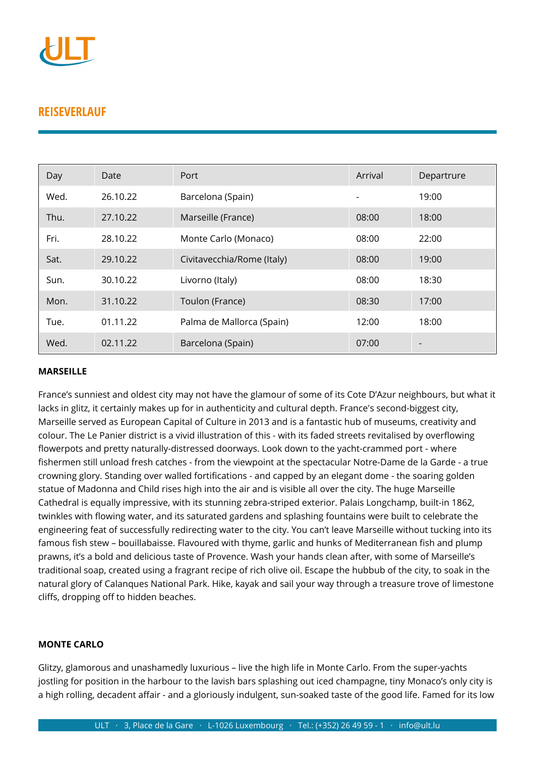## REISEVERLAUF

| Day | Date | Port | Arrival | Departrure |
|---|---|---|---|---|
| Wed. | 26.10.22 | Barcelona (Spain) | - | 19:00 |
| Thu. | 27.10.22 | Marseille (France) | 08:00 | 18:00 |
| Fri. | 28.10.22 | Monte Carlo (Monaco) | 08:00 | 22:00 |
| Sat. | 29.10.22 | Civitavecchia/Rome (Italy) | 08:00 | 19:00 |
| Sun. | 30.10.22 | Livorno (Italy) | 08:00 | 18:30 |
| Mon. | 31.10.22 | Toulon (France) | 08:30 | 17:00 |
| Tue. | 01.11.22 | Palma de Mallorca (Spain) | 12:00 | 18:00 |
| Wed. | 02.11.22 | Barcelona (Spain) | 07:00 | - |

**MARSEILLE**

France's sunniest and oldest city may not have the glamour of some of its Cote D'Azur neighbours, but what it lacks in glitz, it certainly makes up for in authenticity and cultural depth. France's second-biggest city, Marseille served as European Capital of Culture in 2013 and is a fantastic hub of museums, creativity and colour. The Le Panier district is a vivid illustration of this - with its faded streets revitalised by overflowing flowerpots and pretty naturally-distressed doorways. Look down to the yacht-crammed port - where fishermen still unload fresh catches - from the viewpoint at the spectacular Notre-Dame de la Garde - a true crowning glory. Standing over walled fortifications - and capped by an elegant dome - the soaring golden statue of Madonna and Child rises high into the air and is visible all over the city. The huge Marseille Cathedral is equally impressive, with its stunning zebra-striped exterior. Palais Longchamp, built-in 1862, twinkles with flowing water, and its saturated gardens and splashing fountains were built to celebrate the engineering feat of successfully redirecting water to the city. You can't leave Marseille without tucking into its famous fish stew – bouillabaisse. Flavoured with thyme, garlic and hunks of Mediterranean fish and plump prawns, it's a bold and delicious taste of Provence. Wash your hands clean after, with some of Marseille's traditional soap, created using a fragrant recipe of rich olive oil. Escape the hubbub of the city, to soak in the natural glory of Calanques National Park. Hike, kayak and sail your way through a treasure trove of limestone cliffs, dropping off to hidden beaches.

**MONTE CARLO**

Glitzy, glamorous and unashamedly luxurious – live the high life in Monte Carlo. From the super-yachts jostling for position in the harbour to the lavish bars splashing out iced champagne, tiny Monaco's only city is a high rolling, decadent affair - and a gloriously indulgent, sun-soaked taste of the good life. Famed for its low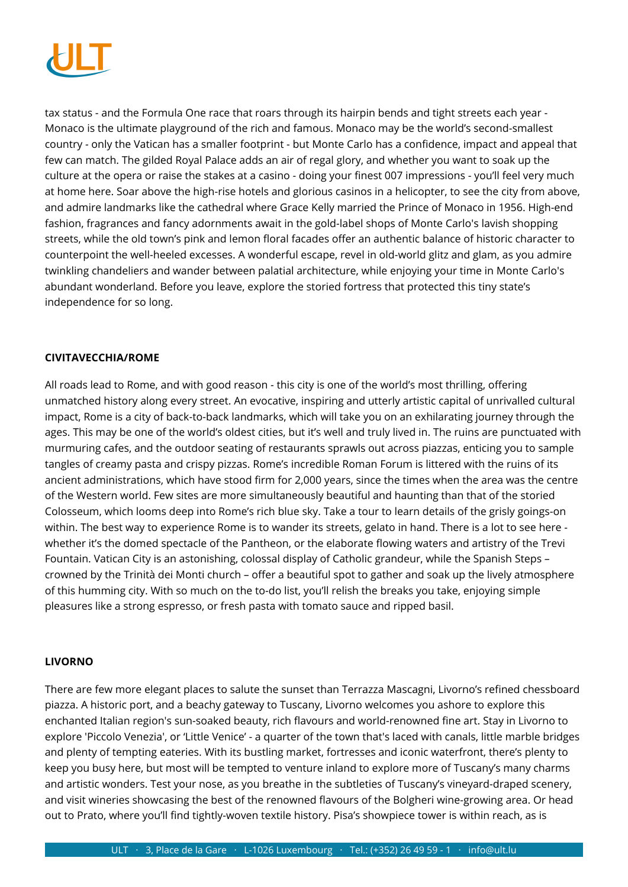tax status - and the Formula One race that roars through its hairpin bends and tight streets each year - Monaco is the ultimate playground of the rich and famous. Monaco may be the world's second-smallest country - only the Vatican has a smaller footprint - but Monte Carlo has a confidence, impact and appeal that few can match. The gilded Royal Palace adds an air of regal glory, and whether you want to soak up the culture at the opera or raise the stakes at a casino - doing your finest 007 impressions - you'll feel very much at home here. Soar above the high-rise hotels and glorious casinos in a helicopter, to see the city from above, and admire landmarks like the cathedral where Grace Kelly married the Prince of Monaco in 1956. High-end fashion, fragrances and fancy adornments await in the gold-label shops of Monte Carlo's lavish shopping streets, while the old town's pink and lemon floral facades offer an authentic balance of historic character to counterpoint the well-heeled excesses. A wonderful escape, revel in old-world glitz and glam, as you admire twinkling chandeliers and wander between palatial architecture, while enjoying your time in Monte Carlo's abundant wonderland. Before you leave, explore the storied fortress that protected this tiny state's independence for so long.

**CIVITAVECCHIA/ROME**

All roads lead to Rome, and with good reason - this city is one of the world's most thrilling, offering unmatched history along every street. An evocative, inspiring and utterly artistic capital of unrivalled cultural impact, Rome is a city of back-to-back landmarks, which will take you on an exhilarating journey through the ages. This may be one of the world's oldest cities, but it's well and truly lived in. The ruins are punctuated with murmuring cafes, and the outdoor seating of restaurants sprawls out across piazzas, enticing you to sample tangles of creamy pasta and crispy pizzas. Rome's incredible Roman Forum is littered with the ruins of its ancient administrations, which have stood firm for 2,000 years, since the times when the area was the centre of the Western world. Few sites are more simultaneously beautiful and haunting than that of the storied Colosseum, which looms deep into Rome's rich blue sky. Take a tour to learn details of the grisly goings-on within. The best way to experience Rome is to wander its streets, gelato in hand. There is a lot to see here - whether it's the domed spectacle of the Pantheon, or the elaborate flowing waters and artistry of the Trevi Fountain. Vatican City is an astonishing, colossal display of Catholic grandeur, while the Spanish Steps – crowned by the Trinità dei Monti church – offer a beautiful spot to gather and soak up the lively atmosphere of this humming city. With so much on the to-do list, you'll relish the breaks you take, enjoying simple pleasures like a strong espresso, or fresh pasta with tomato sauce and ripped basil.

**LIVORNO**

There are few more elegant places to salute the sunset than Terrazza Mascagni, Livorno's refined chessboard piazza. A historic port, and a beachy gateway to Tuscany, Livorno welcomes you ashore to explore this enchanted Italian region's sun-soaked beauty, rich flavours and world-renowned fine art. Stay in Livorno to explore 'Piccolo Venezia', or 'Little Venice' - a quarter of the town that's laced with canals, little marble bridges and plenty of tempting eateries. With its bustling market, fortresses and iconic waterfront, there's plenty to keep you busy here, but most will be tempted to venture inland to explore more of Tuscany's many charms and artistic wonders. Test your nose, as you breathe in the subtleties of Tuscany's vineyard-draped scenery, and visit wineries showcasing the best of the renowned flavours of the Bolgheri wine-growing area. Or head out to Prato, where you'll find tightly-woven textile history. Pisa's showpiece tower is within reach, as is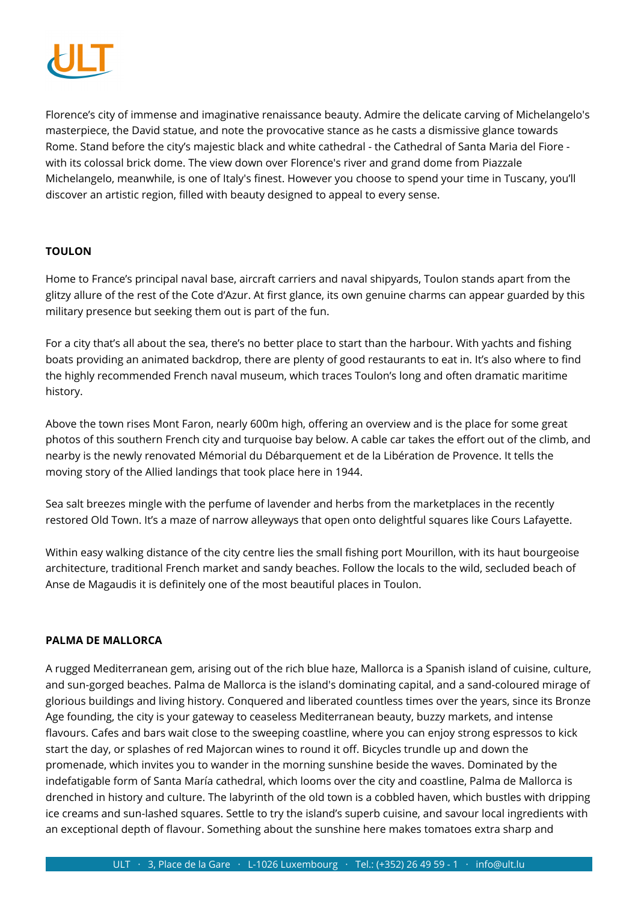Florence's city of immense and imaginative renaissance beauty. Admire the delicate carving of Michelangelo's masterpiece, the David statue, and note the provocative stance as he casts a dismissive glance towards Rome. Stand before the city's majestic black and white cathedral - the Cathedral of Santa Maria del Fiore - with its colossal brick dome. The view down over Florence's river and grand dome from Piazzale Michelangelo, meanwhile, is one of Italy's finest. However you choose to spend your time in Tuscany, you'll discover an artistic region, filled with beauty designed to appeal to every sense.

**TOULON**

Home to France's principal naval base, aircraft carriers and naval shipyards, Toulon stands apart from the glitzy allure of the rest of the Cote d'Azur. At first glance, its own genuine charms can appear guarded by this military presence but seeking them out is part of the fun.

For a city that's all about the sea, there's no better place to start than the harbour. With yachts and fishing boats providing an animated backdrop, there are plenty of good restaurants to eat in. It's also where to find the highly recommended French naval museum, which traces Toulon's long and often dramatic maritime history.

Above the town rises Mont Faron, nearly 600m high, offering an overview and is the place for some great photos of this southern French city and turquoise bay below. A cable car takes the effort out of the climb, and nearby is the newly renovated Mémorial du Débarquement et de la Libération de Provence. It tells the moving story of the Allied landings that took place here in 1944.

Sea salt breezes mingle with the perfume of lavender and herbs from the marketplaces in the recently restored Old Town. It's a maze of narrow alleyways that open onto delightful squares like Cours Lafayette.

Within easy walking distance of the city centre lies the small fishing port Mourillon, with its haut bourgeoise architecture, traditional French market and sandy beaches. Follow the locals to the wild, secluded beach of Anse de Magaudis it is definitely one of the most beautiful places in Toulon.

**PALMA DE MALLORCA**

A rugged Mediterranean gem, arising out of the rich blue haze, Mallorca is a Spanish island of cuisine, culture, and sun-gorged beaches. Palma de Mallorca is the island's dominating capital, and a sand-coloured mirage of glorious buildings and living history. Conquered and liberated countless times over the years, since its Bronze Age founding, the city is your gateway to ceaseless Mediterranean beauty, buzzy markets, and intense flavours. Cafes and bars wait close to the sweeping coastline, where you can enjoy strong espressos to kick start the day, or splashes of red Majorcan wines to round it off. Bicycles trundle up and down the promenade, which invites you to wander in the morning sunshine beside the waves. Dominated by the indefatigable form of Santa María cathedral, which looms over the city and coastline, Palma de Mallorca is drenched in history and culture. The labyrinth of the old town is a cobbled haven, which bustles with dripping ice creams and sun-lashed squares. Settle to try the island's superb cuisine, and savour local ingredients with an exceptional depth of flavour. Something about the sunshine here makes tomatoes extra sharp and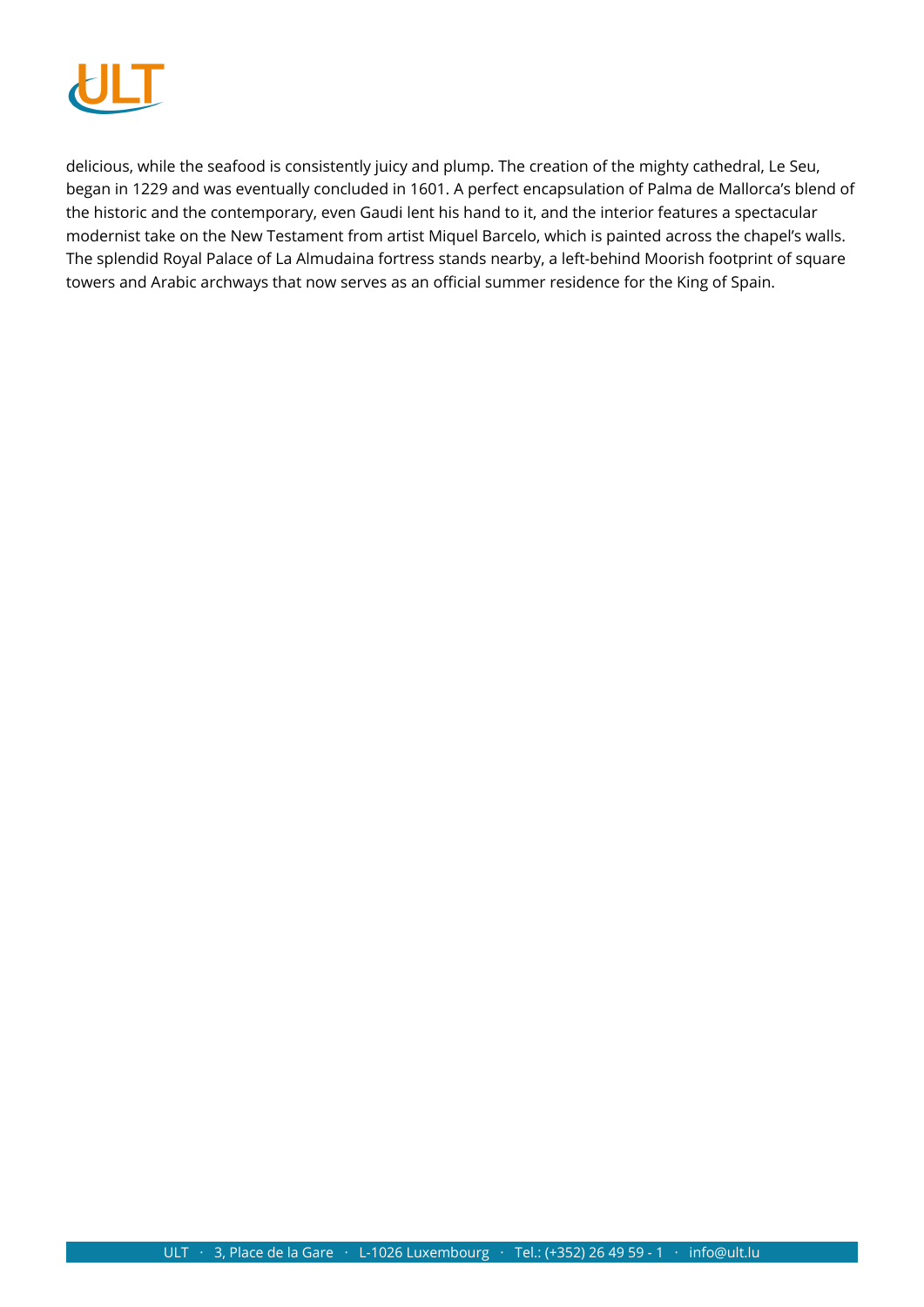delicious, while the seafood is consistently juicy and plump. The creation of the mighty cathedral, Le Seu, began in 1229 and was eventually concluded in 1601. A perfect encapsulation of Palma de Mallorca's blend of the historic and the contemporary, even Gaudi lent his hand to it, and the interior features a spectacular modernist take on the New Testament from artist Miquel Barcelo, which is painted across the chapel's walls. The splendid Royal Palace of La Almudaina fortress stands nearby, a left-behind Moorish footprint of square towers and Arabic archways that now serves as an official summer residence for the King of Spain.